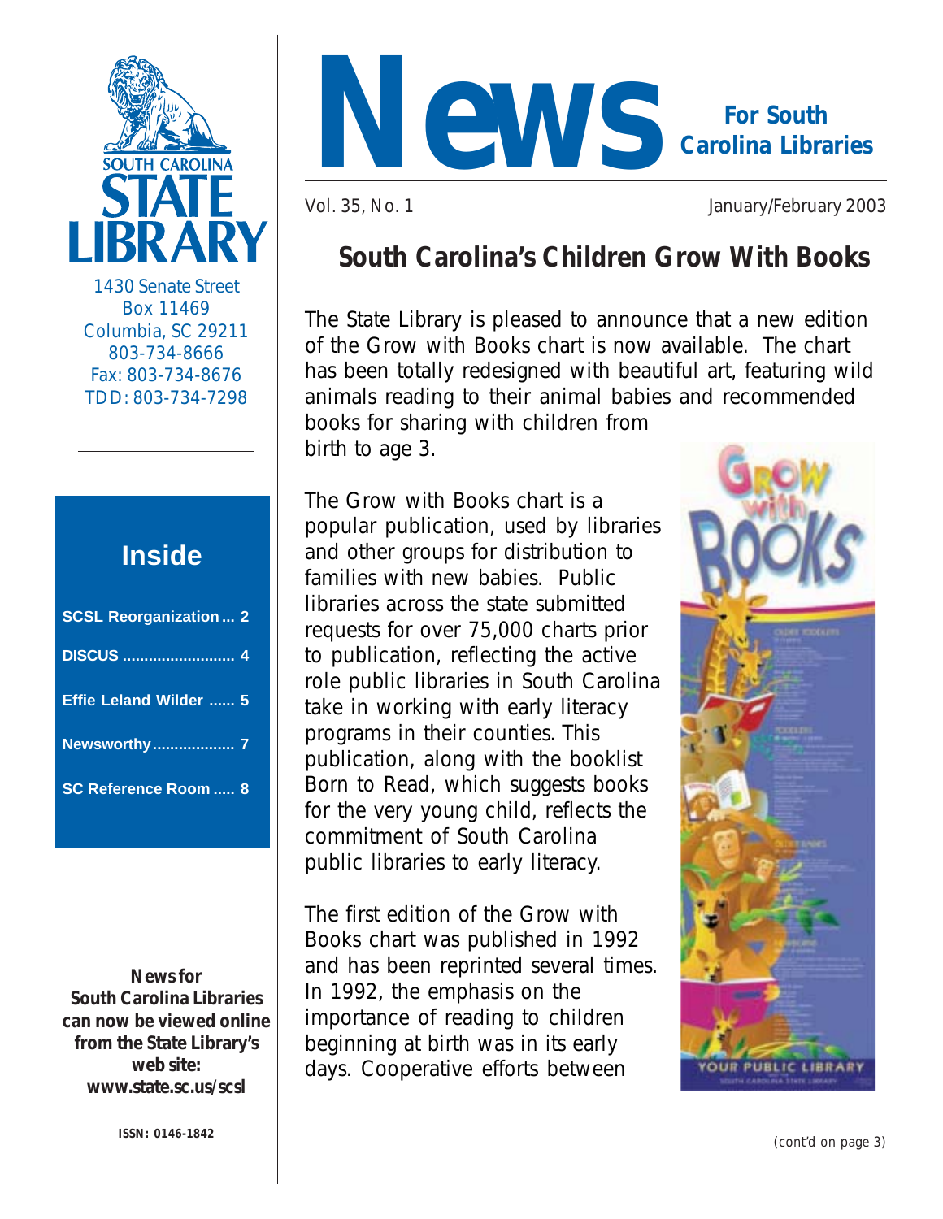# News For South Carolina Libraries

Vol. 35, No. 1 January/February 2003

SOUTH CAROLINA STATE LIBRARY

1430 Senate Street
Box 11469
Columbia, SC 29211
803-734-8666
Fax: 803-734-8676
TDD: 803-734-7298

## Inside

- **SCSL Reorganization ... 2**
- **DISCUS ... 4**
- **Effie Leland Wilder ... 5**
- **Newsworthy ... 7**
- **SC Reference Room ... 8**

**News for South Carolina Libraries can now be viewed online from the State Library's web site: www.state.sc.us/scsl**

**ISSN: 0146-1842**

## South Carolina's Children Grow With Books

The State Library is pleased to announce that a new edition of the Grow with Books chart is now available. The chart has been totally redesigned with beautiful art, featuring wild animals reading to their animal babies and recommended books for sharing with children from birth to age 3.

The Grow with Books chart is a popular publication, used by libraries and other groups for distribution to families with new babies. Public libraries across the state submitted requests for over 75,000 charts prior to publication, reflecting the active role public libraries in South Carolina take in working with early literacy programs in their counties. This publication, along with the booklist Born to Read, which suggests books for the very young child, reflects the commitment of South Carolina public libraries to early literacy.

The first edition of the Grow with Books chart was published in 1992 and has been reprinted several times. In 1992, the emphasis on the importance of reading to children beginning at birth was in its early days. Cooperative efforts between

(cont'd on page 3)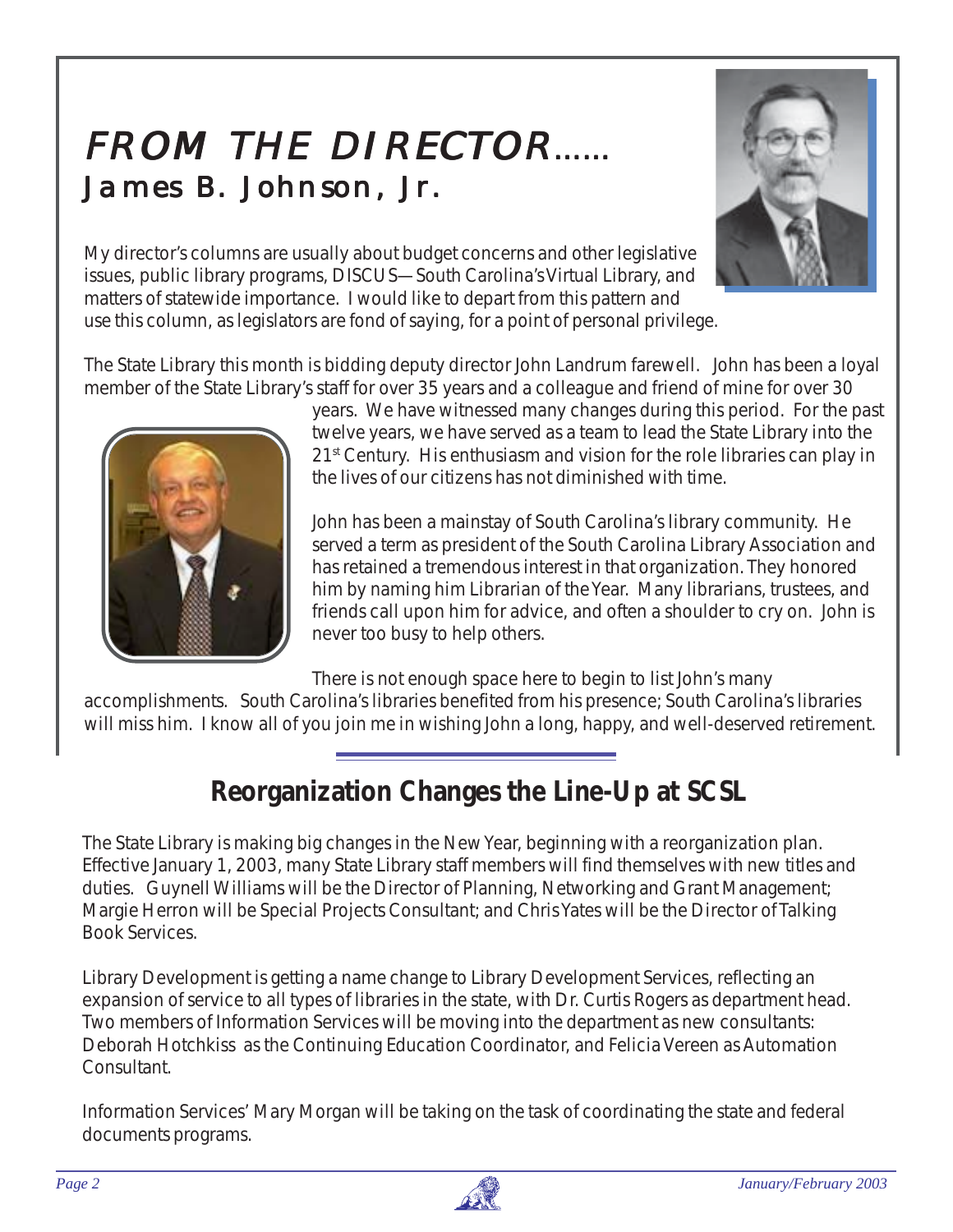# *FROM THE DIRECTOR......*

## James B. Johnson, Jr.

My director's columns are usually about budget concerns and other legislative issues, public library programs, DISCUS—South Carolina's Virtual Library, and matters of statewide importance. I would like to depart from this pattern and use this column, as legislators are fond of saying, for a point of personal privilege.

The State Library this month is bidding deputy director John Landrum farewell. John has been a loyal member of the State Library's staff for over 35 years and a colleague and friend of mine for over 30 years. We have witnessed many changes during this period. For the past twelve years, we have served as a team to lead the State Library into the 21st Century. His enthusiasm and vision for the role libraries can play in the lives of our citizens has not diminished with time.

John has been a mainstay of South Carolina's library community. He served a term as president of the South Carolina Library Association and has retained a tremendous interest in that organization. They honored him by naming him Librarian of the Year. Many librarians, trustees, and friends call upon him for advice, and often a shoulder to cry on. John is never too busy to help others.

There is not enough space here to begin to list John's many accomplishments. South Carolina's libraries benefited from his presence; South Carolina's libraries will miss him. I know all of you join me in wishing John a long, happy, and well-deserved retirement.

## Reorganization Changes the Line-Up at SCSL

The State Library is making big changes in the New Year, beginning with a reorganization plan. Effective January 1, 2003, many State Library staff members will find themselves with new titles and duties. Guynell Williams will be the Director of Planning, Networking and Grant Management; Margie Herron will be Special Projects Consultant; and Chris Yates will be the Director of Talking Book Services.

Library Development is getting a name change to Library Development Services, reflecting an expansion of service to all types of libraries in the state, with Dr. Curtis Rogers as department head. Two members of Information Services will be moving into the department as new consultants: Deborah Hotchkiss as the Continuing Education Coordinator, and Felicia Vereen as Automation Consultant.

Information Services' Mary Morgan will be taking on the task of coordinating the state and federal documents programs.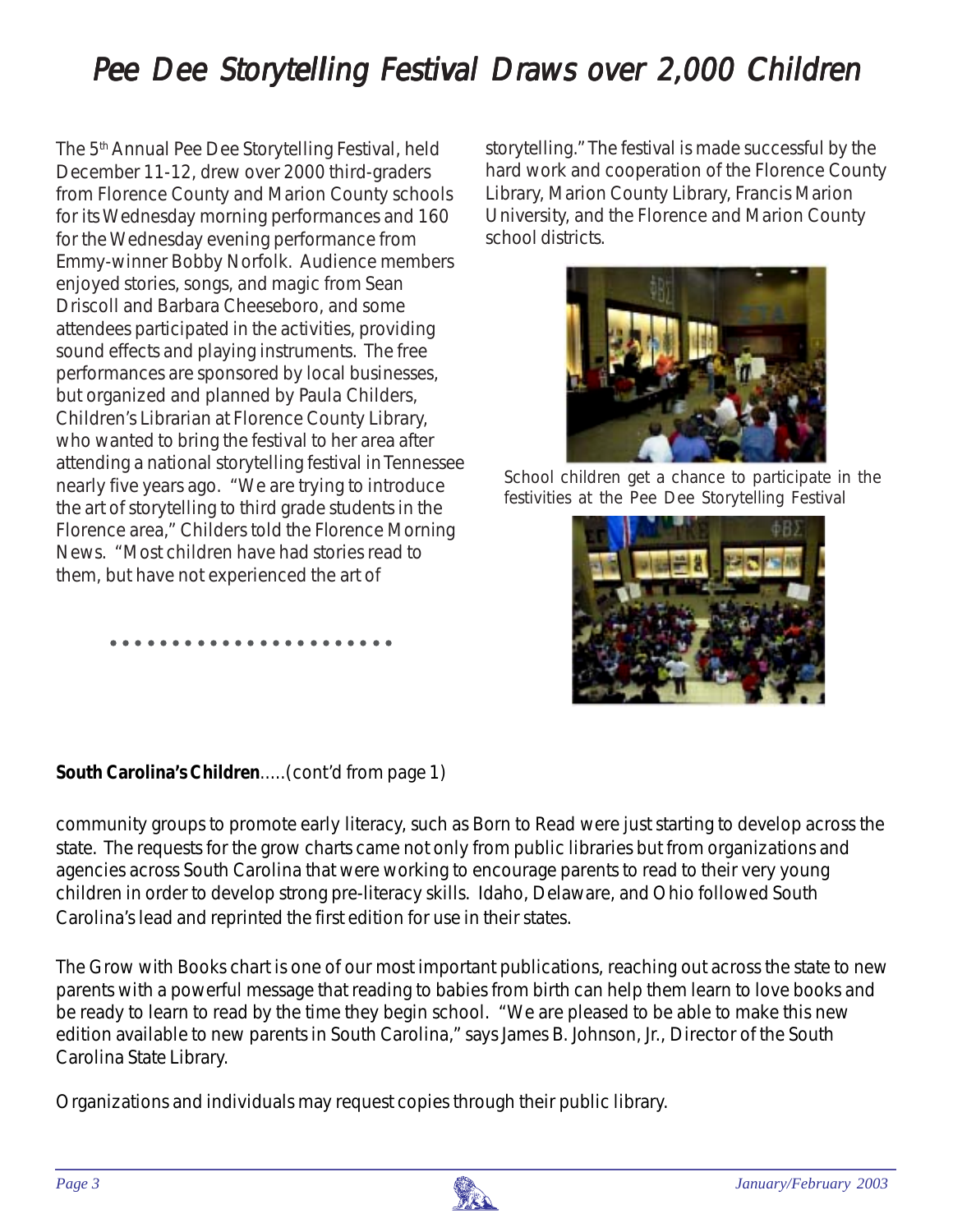# Pee Dee Storytelling Festival Draws over 2,000 Children

The 5th Annual Pee Dee Storytelling Festival, held December 11-12, drew over 2000 third-graders from Florence County and Marion County schools for its Wednesday morning performances and 160 for the Wednesday evening performance from Emmy-winner Bobby Norfolk. Audience members enjoyed stories, songs, and magic from Sean Driscoll and Barbara Cheeseboro, and some attendees participated in the activities, providing sound effects and playing instruments. The free performances are sponsored by local businesses, but organized and planned by Paula Childers, Children's Librarian at Florence County Library, who wanted to bring the festival to her area after attending a national storytelling festival in Tennessee nearly five years ago. "We are trying to introduce the art of storytelling to third grade students in the Florence area," Childers told the Florence Morning News. "Most children have had stories read to them, but have not experienced the art of storytelling." The festival is made successful by the hard work and cooperation of the Florence County Library, Marion County Library, Francis Marion University, and the Florence and Marion County school districts.

School children get a chance to participate in the festivities at the Pee Dee Storytelling Festival

**South Carolina's Children**.....(cont'd from page 1)

community groups to promote early literacy, such as Born to Read were just starting to develop across the state. The requests for the grow charts came not only from public libraries but from organizations and agencies across South Carolina that were working to encourage parents to read to their very young children in order to develop strong pre-literacy skills. Idaho, Delaware, and Ohio followed South Carolina's lead and reprinted the first edition for use in their states.

The Grow with Books chart is one of our most important publications, reaching out across the state to new parents with a powerful message that reading to babies from birth can help them learn to love books and be ready to learn to read by the time they begin school. "We are pleased to be able to make this new edition available to new parents in South Carolina," says James B. Johnson, Jr., Director of the South Carolina State Library.

Organizations and individuals may request copies through their public library.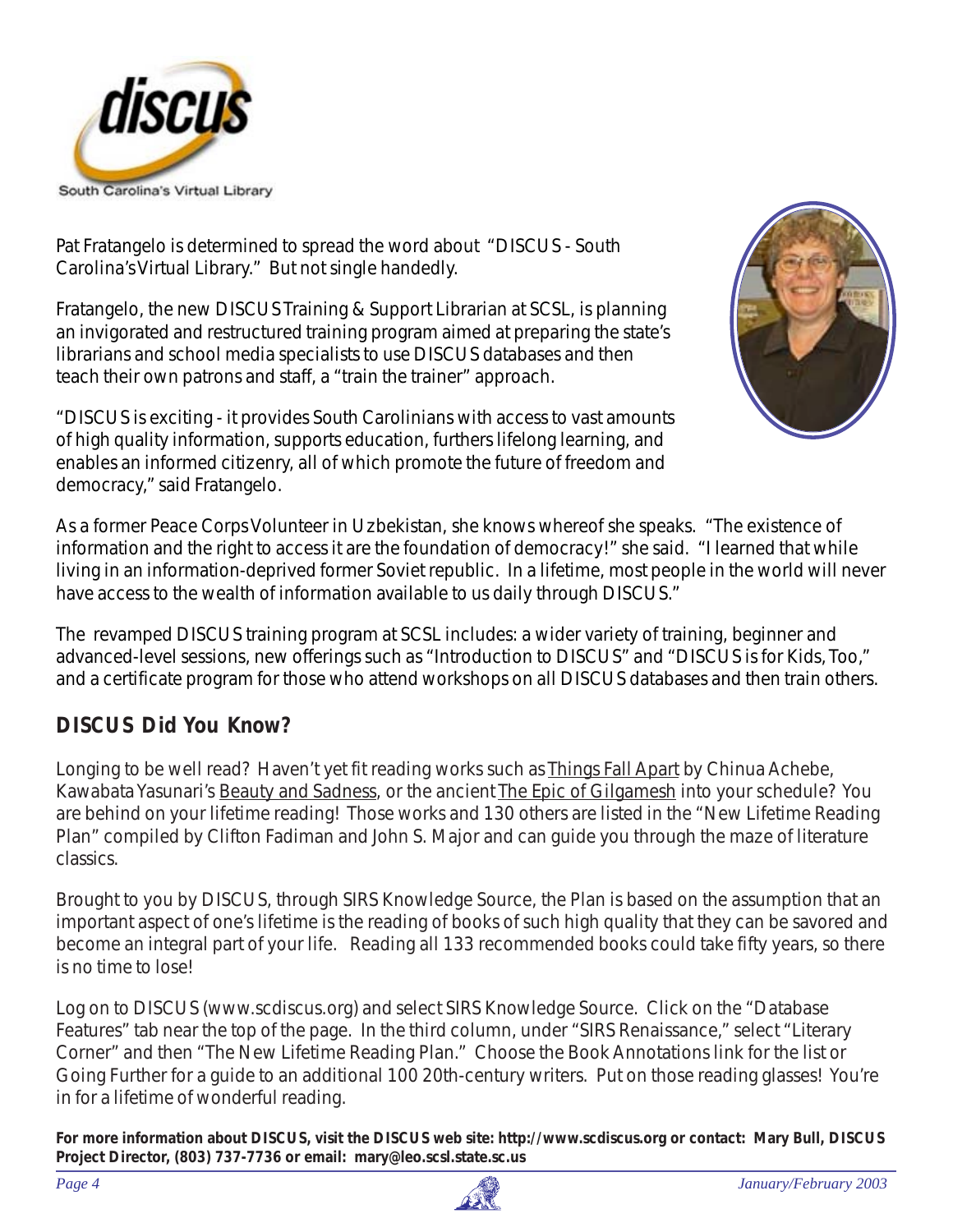discus

South Carolina's Virtual Library

Pat Fratangelo is determined to spread the word about "DISCUS - South Carolina's Virtual Library." But not single handedly.

Fratangelo, the new DISCUS Training & Support Librarian at SCSL, is planning an invigorated and restructured training program aimed at preparing the state's librarians and school media specialists to use DISCUS databases and then teach their own patrons and staff, a "train the trainer" approach.

"DISCUS is exciting - it provides South Carolinians with access to vast amounts of high quality information, supports education, furthers lifelong learning, and enables an informed citizenry, all of which promote the future of freedom and democracy," said Fratangelo.

As a former Peace Corps Volunteer in Uzbekistan, she knows whereof she speaks. "The existence of information and the right to access it are the foundation of democracy!" she said. "I learned that while living in an information-deprived former Soviet republic. In a lifetime, most people in the world will never have access to the wealth of information available to us daily through DISCUS."

The revamped DISCUS training program at SCSL includes: a wider variety of training, beginner and advanced-level sessions, new offerings such as "Introduction to DISCUS" and "DISCUS is for Kids, Too," and a certificate program for those who attend workshops on all DISCUS databases and then train others.

## DISCUS Did You Know?

Longing to be well read? Haven't yet fit reading works such as Things Fall Apart by Chinua Achebe, Kawabata Yasunari's Beauty and Sadness, or the ancient The Epic of Gilgamesh into your schedule? You are behind on your lifetime reading! Those works and 130 others are listed in the "New Lifetime Reading Plan" compiled by Clifton Fadiman and John S. Major and can guide you through the maze of literature classics.

Brought to you by DISCUS, through SIRS Knowledge Source, the Plan is based on the assumption that an important aspect of one's lifetime is the reading of books of such high quality that they can be savored and become an integral part of your life. Reading all 133 recommended books could take fifty years, so there is no time to lose!

Log on to DISCUS (www.scdiscus.org) and select SIRS Knowledge Source. Click on the "Database Features" tab near the top of the page. In the third column, under "SIRS Renaissance," select "Literary Corner" and then "The New Lifetime Reading Plan." Choose the Book Annotations link for the list or Going Further for a guide to an additional 100 20th-century writers. Put on those reading glasses! You're in for a lifetime of wonderful reading.

**For more information about DISCUS, visit the DISCUS web site: http://www.scdiscus.org or contact: Mary Bull, DISCUS Project Director, (803) 737-7736 or email: mary@leo.scsl.state.sc.us**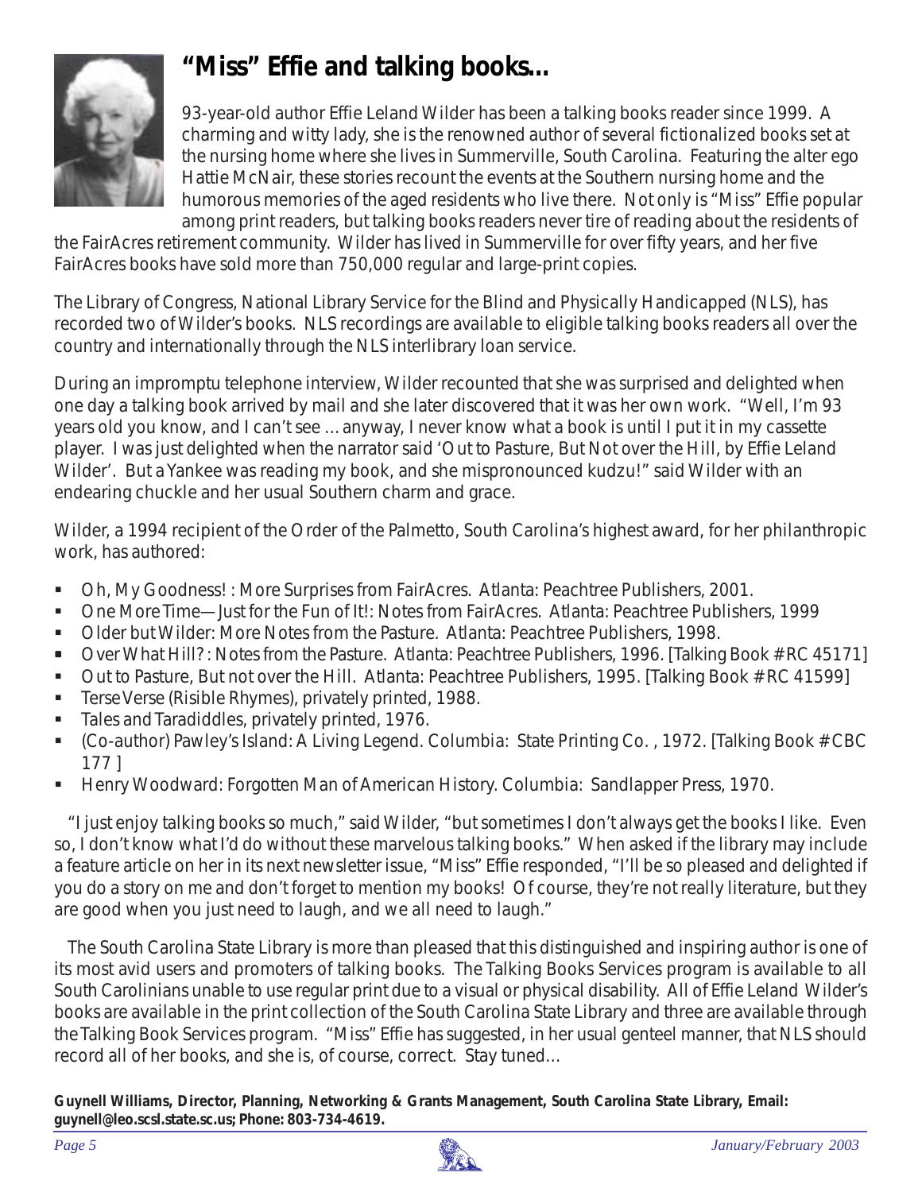## “Miss” Effie and talking books...

93-year-old author Effie Leland Wilder has been a talking books reader since 1999. A charming and witty lady, she is the renowned author of several fictionalized books set at the nursing home where she lives in Summerville, South Carolina. Featuring the alter ego Hattie McNair, these stories recount the events at the Southern nursing home and the humorous memories of the aged residents who live there. Not only is “Miss” Effie popular among print readers, but talking books readers never tire of reading about the residents of the FairAcres retirement community. Wilder has lived in Summerville for over fifty years, and her five FairAcres books have sold more than 750,000 regular and large-print copies.

The Library of Congress, National Library Service for the Blind and Physically Handicapped (NLS), has recorded two of Wilder’s books. NLS recordings are available to eligible talking books readers all over the country and internationally through the NLS interlibrary loan service.

During an impromptu telephone interview, Wilder recounted that she was surprised and delighted when one day a talking book arrived by mail and she later discovered that it was her own work. “Well, I’m 93 years old you know, and I can’t see … anyway, I never know what a book is until I put it in my cassette player. I was just delighted when the narrator said ‘Out to Pasture, But Not over the Hill, by Effie Leland Wilder’. But a Yankee was reading my book, and she mispronounced kudzu!” said Wilder with an endearing chuckle and her usual Southern charm and grace.

Wilder, a 1994 recipient of the Order of the Palmetto, South Carolina’s highest award, for her philanthropic work, has authored:

- Oh, My Goodness! : More Surprises from FairAcres. Atlanta: Peachtree Publishers, 2001.
- One More Time—Just for the Fun of It!: Notes from FairAcres. Atlanta: Peachtree Publishers, 1999
- Older but Wilder: More Notes from the Pasture. Atlanta: Peachtree Publishers, 1998.
- Over What Hill? : Notes from the Pasture. Atlanta: Peachtree Publishers, 1996. [Talking Book # RC 45171]
- Out to Pasture, But not over the Hill. Atlanta: Peachtree Publishers, 1995. [Talking Book # RC 41599]
- Terse Verse (Risible Rhymes), privately printed, 1988.
- Tales and Taradiddles, privately printed, 1976.
- (Co-author) Pawley’s Island: A Living Legend. Columbia: State Printing Co. , 1972. [Talking Book # CBC 177 ]
- Henry Woodward: Forgotten Man of American History. Columbia: Sandlapper Press, 1970.

“I just enjoy talking books so much,” said Wilder, “but sometimes I don’t always get the books I like. Even so, I don’t know what I’d do without these marvelous talking books.” When asked if the library may include a feature article on her in its next newsletter issue, “Miss” Effie responded, “I’ll be so pleased and delighted if you do a story on me and don’t forget to mention my books! Of course, they’re not really literature, but they are good when you just need to laugh, and we all need to laugh.”

The South Carolina State Library is more than pleased that this distinguished and inspiring author is one of its most avid users and promoters of talking books. The Talking Books Services program is available to all South Carolinians unable to use regular print due to a visual or physical disability. All of Effie Leland Wilder’s books are available in the print collection of the South Carolina State Library and three are available through the Talking Book Services program. “Miss” Effie has suggested, in her usual genteel manner, that NLS should record all of her books, and she is, of course, correct. Stay tuned…

**Guynell Williams, Director, Planning, Networking & Grants Management, South Carolina State Library, Email: guynell@leo.scsl.state.sc.us; Phone: 803-734-4619.**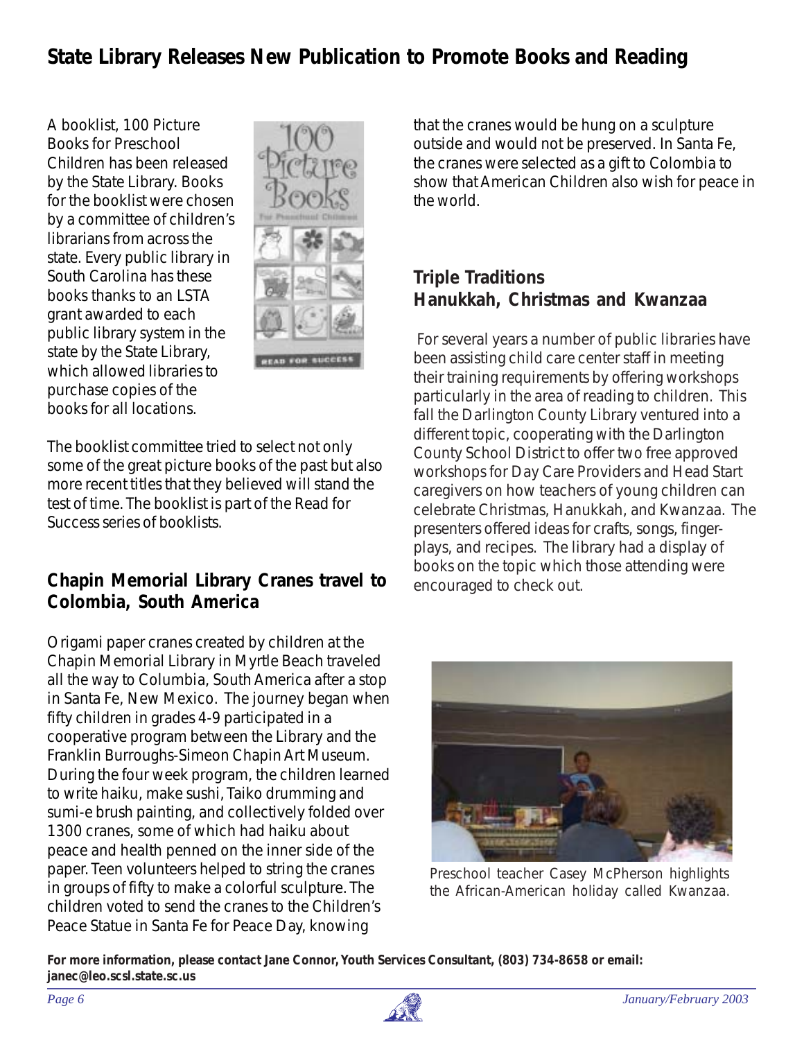## State Library Releases New Publication to Promote Books and Reading

A booklist, 100 Picture Books for Preschool Children has been released by the State Library. Books for the booklist were chosen by a committee of children's librarians from across the state. Every public library in South Carolina has these books thanks to an LSTA grant awarded to each public library system in the state by the State Library, which allowed libraries to purchase copies of the books for all locations.

The booklist committee tried to select not only some of the great picture books of the past but also more recent titles that they believed will stand the test of time. The booklist is part of the Read for Success series of booklists.

## Chapin Memorial Library Cranes travel to Colombia, South America

Origami paper cranes created by children at the Chapin Memorial Library in Myrtle Beach traveled all the way to Columbia, South America after a stop in Santa Fe, New Mexico. The journey began when fifty children in grades 4-9 participated in a cooperative program between the Library and the Franklin Burroughs-Simeon Chapin Art Museum. During the four week program, the children learned to write haiku, make sushi, Taiko drumming and sumi-e brush painting, and collectively folded over 1300 cranes, some of which had haiku about peace and health penned on the inner side of the paper. Teen volunteers helped to string the cranes in groups of fifty to make a colorful sculpture. The children voted to send the cranes to the Children's Peace Statue in Santa Fe for Peace Day, knowing that the cranes would be hung on a sculpture outside and would not be preserved. In Santa Fe, the cranes were selected as a gift to Colombia to show that American Children also wish for peace in the world.

## Triple Traditions Hanukkah, Christmas and Kwanzaa

For several years a number of public libraries have been assisting child care center staff in meeting their training requirements by offering workshops particularly in the area of reading to children. This fall the Darlington County Library ventured into a different topic, cooperating with the Darlington County School District to offer two free approved workshops for Day Care Providers and Head Start caregivers on how teachers of young children can celebrate Christmas, Hanukkah, and Kwanzaa. The presenters offered ideas for crafts, songs, finger-plays, and recipes. The library had a display of books on the topic which those attending were encouraged to check out.

Preschool teacher Casey McPherson highlights the African-American holiday called Kwanzaa.

**For more information, please contact Jane Connor, Youth Services Consultant, (803) 734-8658 or email: janec@leo.scsl.state.sc.us**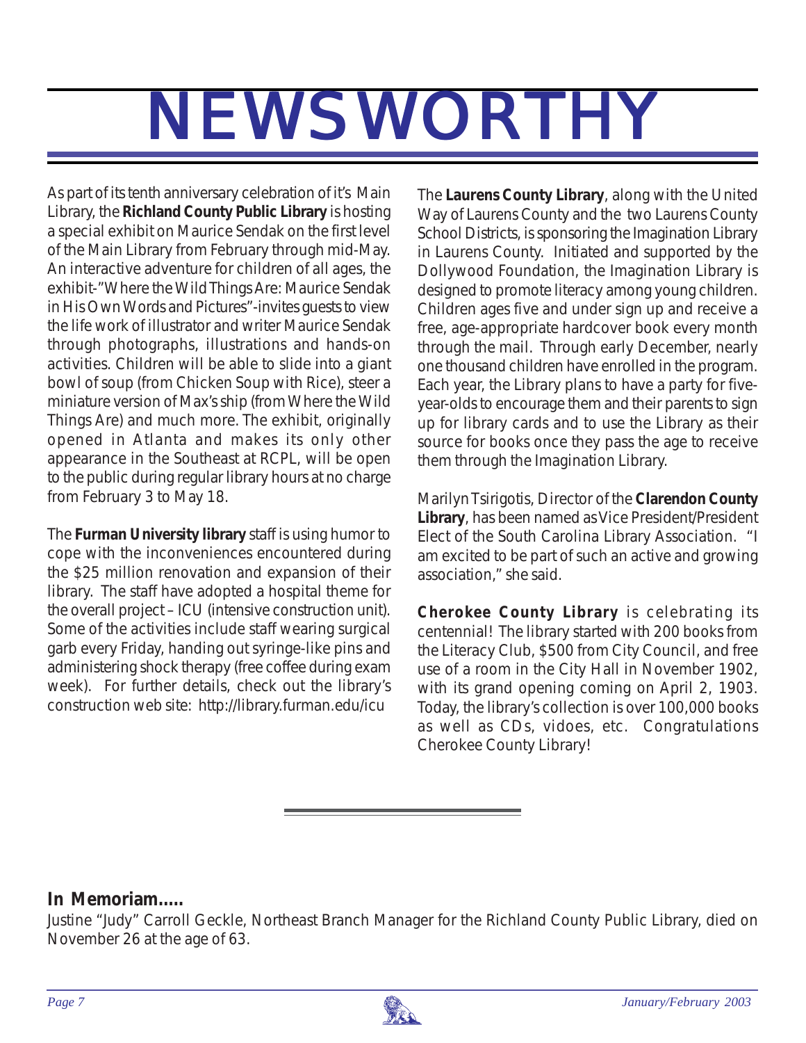# NEWSWORTHY

As part of its tenth anniversary celebration of it's Main Library, the **Richland County Public Library** is hosting a special exhibit on Maurice Sendak on the first level of the Main Library from February through mid-May. An interactive adventure for children of all ages, the exhibit-"Where the Wild Things Are: Maurice Sendak in His Own Words and Pictures"-invites guests to view the life work of illustrator and writer Maurice Sendak through photographs, illustrations and hands-on activities. Children will be able to slide into a giant bowl of soup (from Chicken Soup with Rice), steer a miniature version of Max's ship (from Where the Wild Things Are) and much more. The exhibit, originally opened in Atlanta and makes its only other appearance in the Southeast at RCPL, will be open to the public during regular library hours at no charge from February 3 to May 18.

The **Furman University library** staff is using humor to cope with the inconveniences encountered during the $25 million renovation and expansion of their library. The staff have adopted a hospital theme for the overall project – ICU (intensive construction unit). Some of the activities include staff wearing surgical garb every Friday, handing out syringe-like pins and administering shock therapy (free coffee during exam week). For further details, check out the library's construction web site: http://library.furman.edu/icu

The **Laurens County Library**, along with the United Way of Laurens County and the two Laurens County School Districts, is sponsoring the Imagination Library in Laurens County. Initiated and supported by the Dollywood Foundation, the Imagination Library is designed to promote literacy among young children. Children ages five and under sign up and receive a free, age-appropriate hardcover book every month through the mail. Through early December, nearly one thousand children have enrolled in the program. Each year, the Library plans to have a party for five-year-olds to encourage them and their parents to sign up for library cards and to use the Library as their source for books once they pass the age to receive them through the Imagination Library.

Marilyn Tsirigotis, Director of the **Clarendon County Library**, has been named as Vice President/President Elect of the South Carolina Library Association. "I am excited to be part of such an active and growing association," she said.

**Cherokee County Library** is celebrating its centennial! The library started with 200 books from the Literacy Club, $500 from City Council, and free use of a room in the City Hall in November 1902, with its grand opening coming on April 2, 1903. Today, the library's collection is over 100,000 books as well as CDs, vidoes, etc. Congratulations Cherokee County Library!

---

**In Memoriam.....**

Justine "Judy" Carroll Geckle, Northeast Branch Manager for the Richland County Public Library, died on November 26 at the age of 63.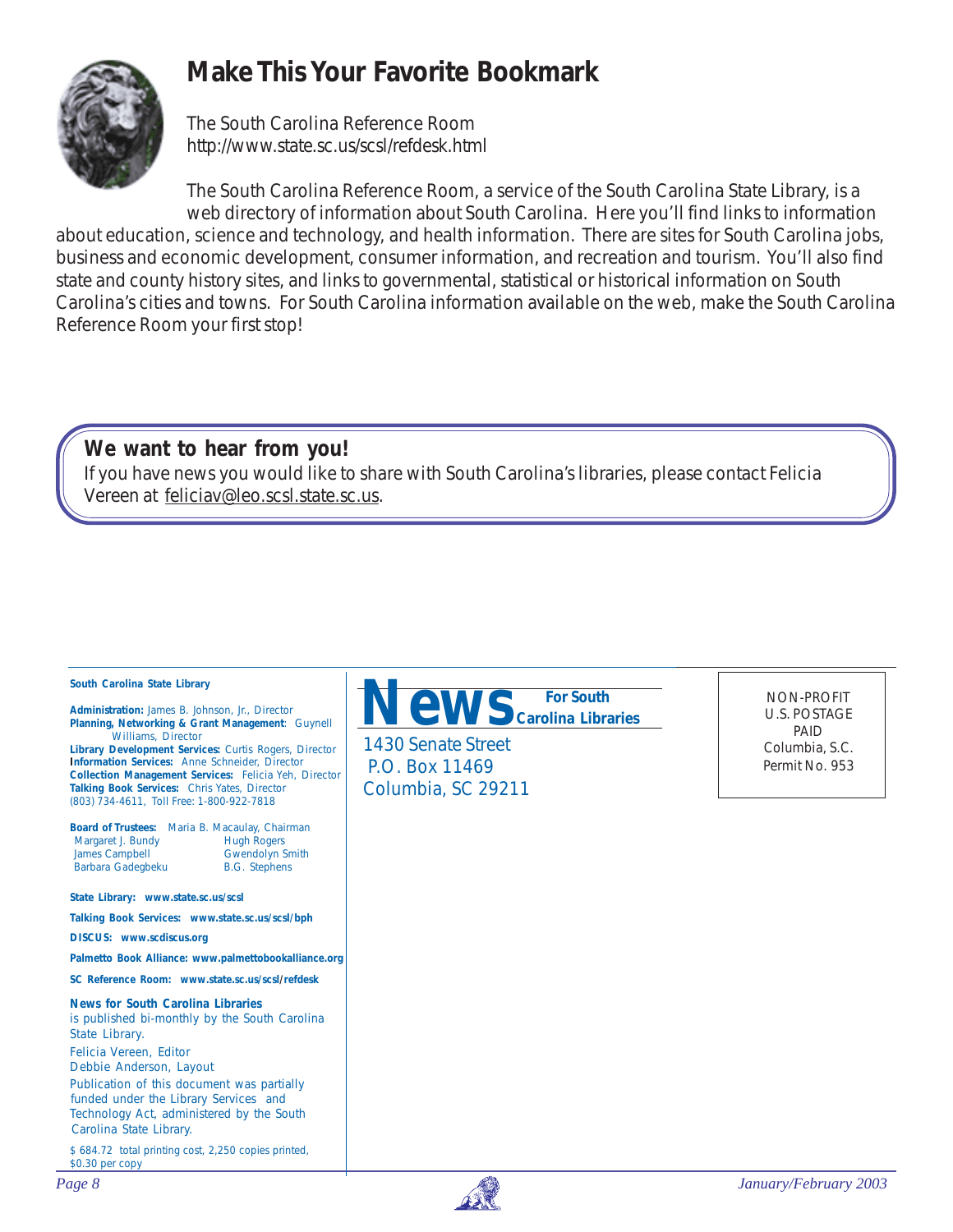# Make This Your Favorite Bookmark

The South Carolina Reference Room
http://www.state.sc.us/scsl/refdesk.html

The South Carolina Reference Room, a service of the South Carolina State Library, is a web directory of information about South Carolina. Here you'll find links to information about education, science and technology, and health information. There are sites for South Carolina jobs, business and economic development, consumer information, and recreation and tourism. You'll also find state and county history sites, and links to governmental, statistical or historical information on South Carolina's cities and towns. For South Carolina information available on the web, make the South Carolina Reference Room your first stop!

**We want to hear from you!**
If you have news you would like to share with South Carolina's libraries, please contact Felicia Vereen at feliciav@leo.scsl.state.sc.us.

**South Carolina State Library**

**Administration:** James B. Johnson, Jr., Director
**Planning, Networking & Grant Management**: Guynell Williams, Director
**Library Development Services:** Curtis Rogers, Director
**Information Services:** Anne Schneider, Director
**Collection Management Services:** Felicia Yeh, Director
**Talking Book Services:** Chris Yates, Director
(803) 734-4611, Toll Free: 1-800-922-7818

**Board of Trustees:** Maria B. Macaulay, Chairman
Margaret J. Bundy, Hugh Rogers
James Campbell, Gwendolyn Smith
Barbara Gadegbeku, B.G. Stephens

**State Library: www.state.sc.us/scsl**

**Talking Book Services: www.state.sc.us/scsl/bph**

**DISCUS: www.scdiscus.org**

**Palmetto Book Alliance: www.palmettobookalliance.org**

**SC Reference Room: www.state.sc.us/scsl/refdesk**

**News for South Carolina Libraries** is published bi-monthly by the South Carolina State Library.

Felicia Vereen, Editor
Debbie Anderson, Layout

Publication of this document was partially funded under the Library Services and Technology Act, administered by the South Carolina State Library.

$ 684.72 total printing cost, 2,250 copies printed, $0.30 per copy

**News For South Carolina Libraries**
1430 Senate Street
P.O. Box 11469
Columbia, SC 29211

NON-PROFIT
U.S. POSTAGE
PAID
Columbia, S.C.
Permit No. 953